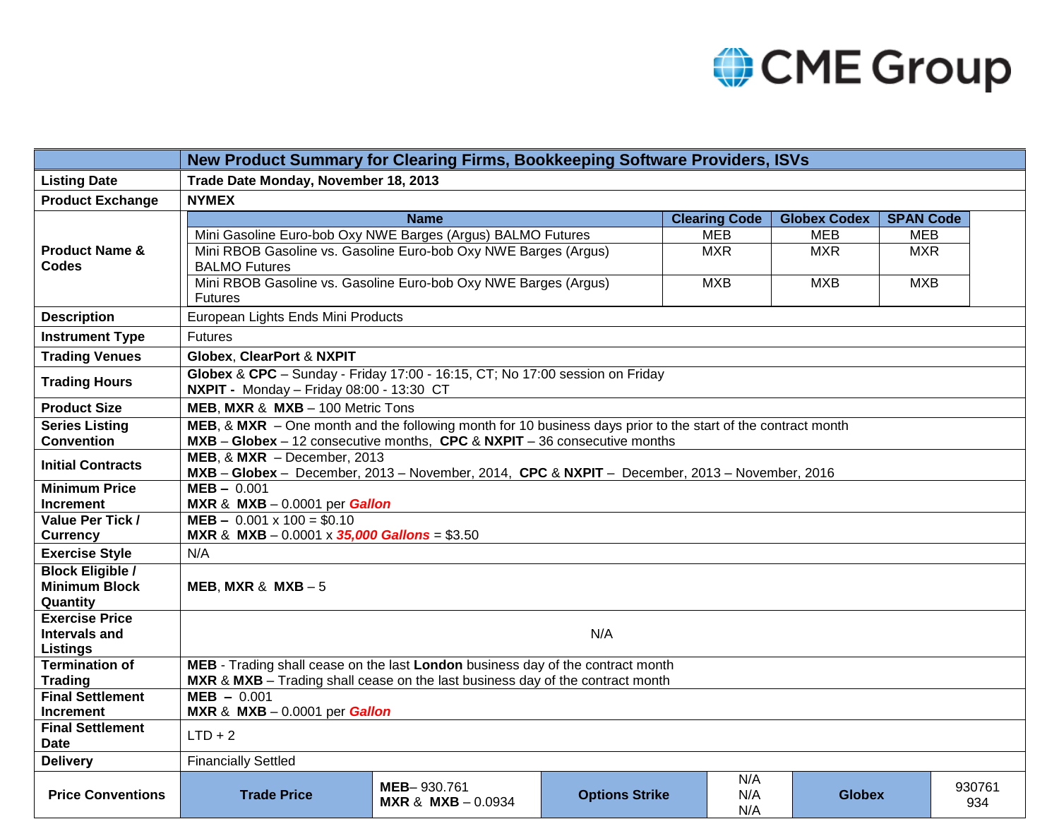| | New Product Summary for Clearing Firms, Bookkeeping Software Providers, ISVs |
|---|---|
| **Listing Date** | **Trade Date Monday, November 18, 2013** |
| **Product Exchange** | **NYMEX** |
| **Product Name & Codes** | **Name** / **Clearing Code** / **Globex Codex** / **SPAN Code**<br>Mini Gasoline Euro-bob Oxy NWE Barges (Argus) BALMO Futures / MEB / MEB / MEB<br>Mini RBOB Gasoline vs. Gasoline Euro-bob Oxy NWE Barges (Argus) BALMO Futures / MXR / MXR / MXR<br>Mini RBOB Gasoline vs. Gasoline Euro-bob Oxy NWE Barges (Argus) Futures / MXB / MXB / MXB |
| **Description** | European Lights Ends Mini Products |
| **Instrument Type** | Futures |
| **Trading Venues** | **Globex**, **ClearPort** & **NXPIT** |
| **Trading Hours** | **Globex** & **CPC** – Sunday - Friday 17:00 - 16:15, CT; No 17:00 session on Friday<br>**NXPIT -** Monday – Friday 08:00 - 13:30 CT |
| **Product Size** | **MEB**, **MXR** & **MXB** – 100 Metric Tons |
| **Series Listing Convention** | **MEB**, & **MXR** – One month and the following month for 10 business days prior to the start of the contract month<br>**MXB** – **Globex** – 12 consecutive months, **CPC** & **NXPIT** – 36 consecutive months |
| **Initial Contracts** | **MEB**, & **MXR** – December, 2013<br>**MXB** – **Globex** – December, 2013 – November, 2014, **CPC** & **NXPIT** – December, 2013 – November, 2016 |
| **Minimum Price Increment** | **MEB –** 0.001<br>**MXR** & **MXB** – 0.0001 per ***Gallon*** |
| **Value Per Tick / Currency** | **MEB –** 0.001 x 100 = $0.10<br>**MXR** & **MXB** – 0.0001 x ***35,000 Gallons*** = $3.50 |
| **Exercise Style** | N/A |
| **Block Eligible / Minimum Block Quantity** | **MEB**, **MXR** & **MXB** – 5 |
| **Exercise Price Intervals and Listings** | N/A |
| **Termination of Trading** | **MEB** - Trading shall cease on the last **London** business day of the contract month<br>**MXR** & **MXB** – Trading shall cease on the last business day of the contract month |
| **Final Settlement Increment** | **MEB –** 0.001<br>**MXR** & **MXB** – 0.0001 per ***Gallon*** |
| **Final Settlement Date** | LTD + 2 |
| **Delivery** | Financially Settled |
| **Price Conventions** | **Trade Price**: **MEB**– 930.761; **MXR** & **MXB** – 0.0934 \| **Options Strike**: N/A N/A N/A \| **Globex**: 930761 934 |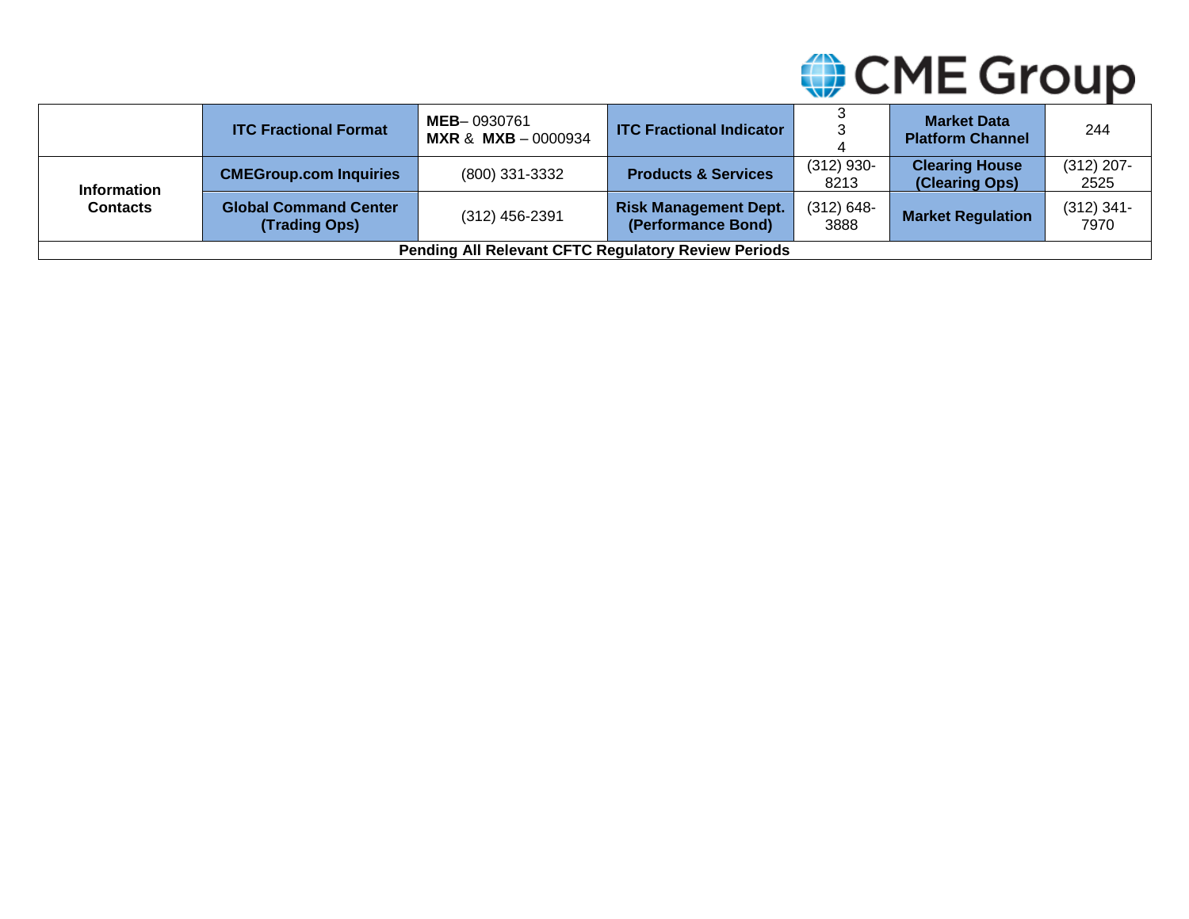| | | | | | | |
|---|---|---|---|---|---|---|
| | **ITC Fractional Format** | **MEB**– 0930761<br>**MXR** & **MXB** – 0000934 | **ITC Fractional Indicator** | 3<br>3<br>4 | **Market Data Platform Channel** | 244 |
| **Information Contacts** | **CMEGroup.com Inquiries** | (800) 331-3332 | **Products & Services** | (312) 930-8213 | **Clearing House (Clearing Ops)** | (312) 207-2525 |
| | **Global Command Center (Trading Ops)** | (312) 456-2391 | **Risk Management Dept. (Performance Bond)** | (312) 648-3888 | **Market Regulation** | (312) 341-7970 |
| **Pending All Relevant CFTC Regulatory Review Periods** | | | | | | |